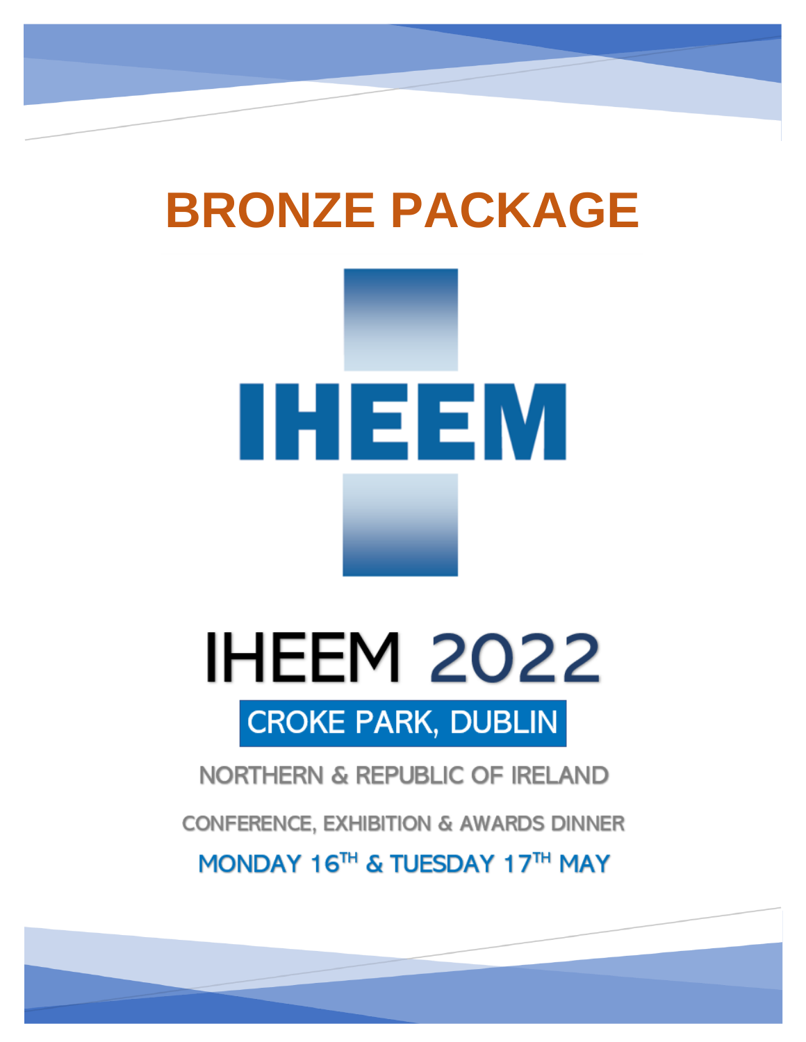# BRONZE PACKAGE

IHEEM

# IHEEM 2022

CROKE PARK, DUBLIN

NORTHERN & REPUBLIC OF IRELAND

CONFERENCE, EXHIBITION & AWARDS DINNER

MONDAY 16TH & TUESDAY 17TH MAY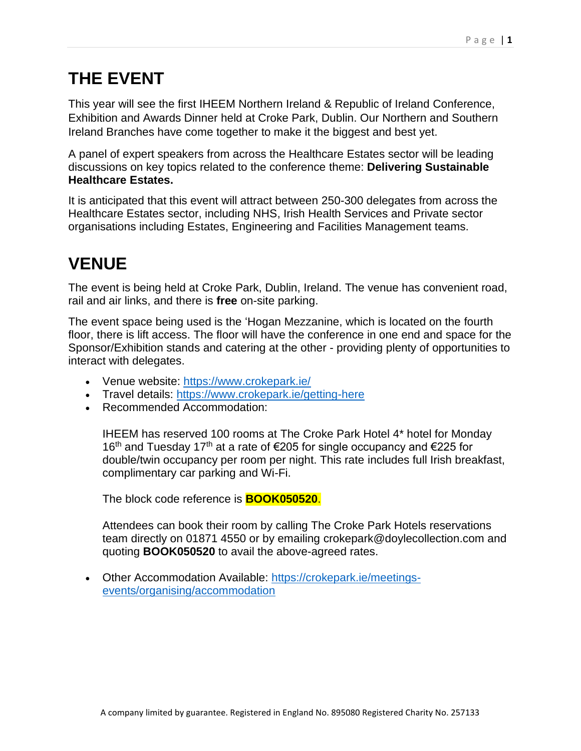# THE EVENT

This year will see the first IHEEM Northern Ireland & Republic of Ireland Conference, Exhibition and Awards Dinner held at Croke Park, Dublin. Our Northern and Southern Ireland Branches have come together to make it the biggest and best yet.

A panel of expert speakers from across the Healthcare Estates sector will be leading discussions on key topics related to the conference theme: **Delivering Sustainable Healthcare Estates.**

It is anticipated that this event will attract between 250-300 delegates from across the Healthcare Estates sector, including NHS, Irish Health Services and Private sector organisations including Estates, Engineering and Facilities Management teams.

# VENUE

The event is being held at Croke Park, Dublin, Ireland. The venue has convenient road, rail and air links, and there is **free** on-site parking.

The event space being used is the 'Hogan Mezzanine, which is located on the fourth floor, there is lift access. The floor will have the conference in one end and space for the Sponsor/Exhibition stands and catering at the other - providing plenty of opportunities to interact with delegates.

- Venue website: https://www.crokepark.ie/
- Travel details: https://www.crokepark.ie/getting-here
- Recommended Accommodation:

  IHEEM has reserved 100 rooms at The Croke Park Hotel 4* hotel for Monday 16th and Tuesday 17th at a rate of €205 for single occupancy and €225 for double/twin occupancy per room per night. This rate includes full Irish breakfast, complimentary car parking and Wi-Fi.

  The block code reference is **BOOK050520**.

  Attendees can book their room by calling The Croke Park Hotels reservations team directly on 01871 4550 or by emailing crokepark@doylecollection.com and quoting **BOOK050520** to avail the above-agreed rates.

- Other Accommodation Available: https://crokepark.ie/meetings-events/organising/accommodation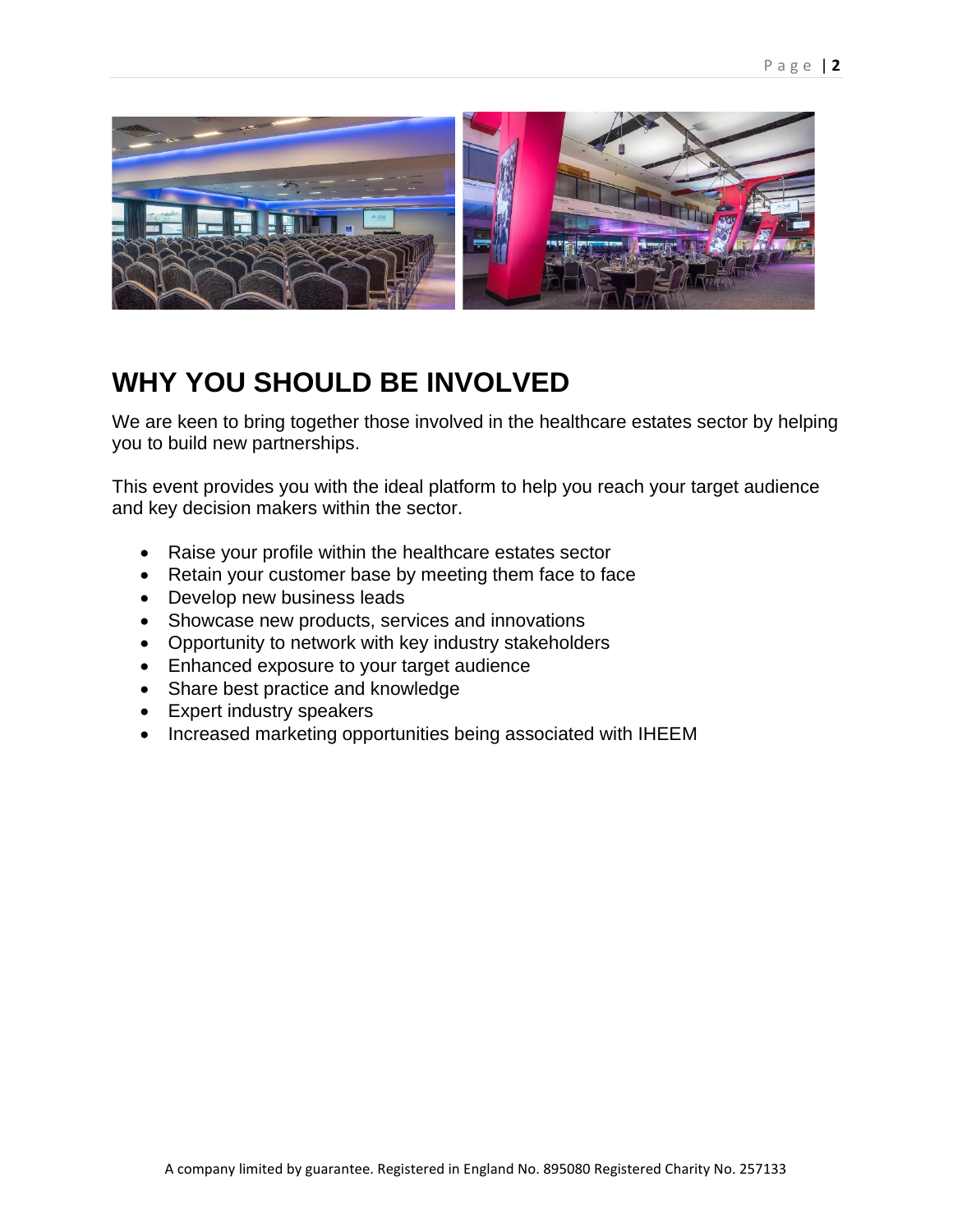# WHY YOU SHOULD BE INVOLVED

We are keen to bring together those involved in the healthcare estates sector by helping you to build new partnerships.

This event provides you with the ideal platform to help you reach your target audience and key decision makers within the sector.

- Raise your profile within the healthcare estates sector
- Retain your customer base by meeting them face to face
- Develop new business leads
- Showcase new products, services and innovations
- Opportunity to network with key industry stakeholders
- Enhanced exposure to your target audience
- Share best practice and knowledge
- Expert industry speakers
- Increased marketing opportunities being associated with IHEEM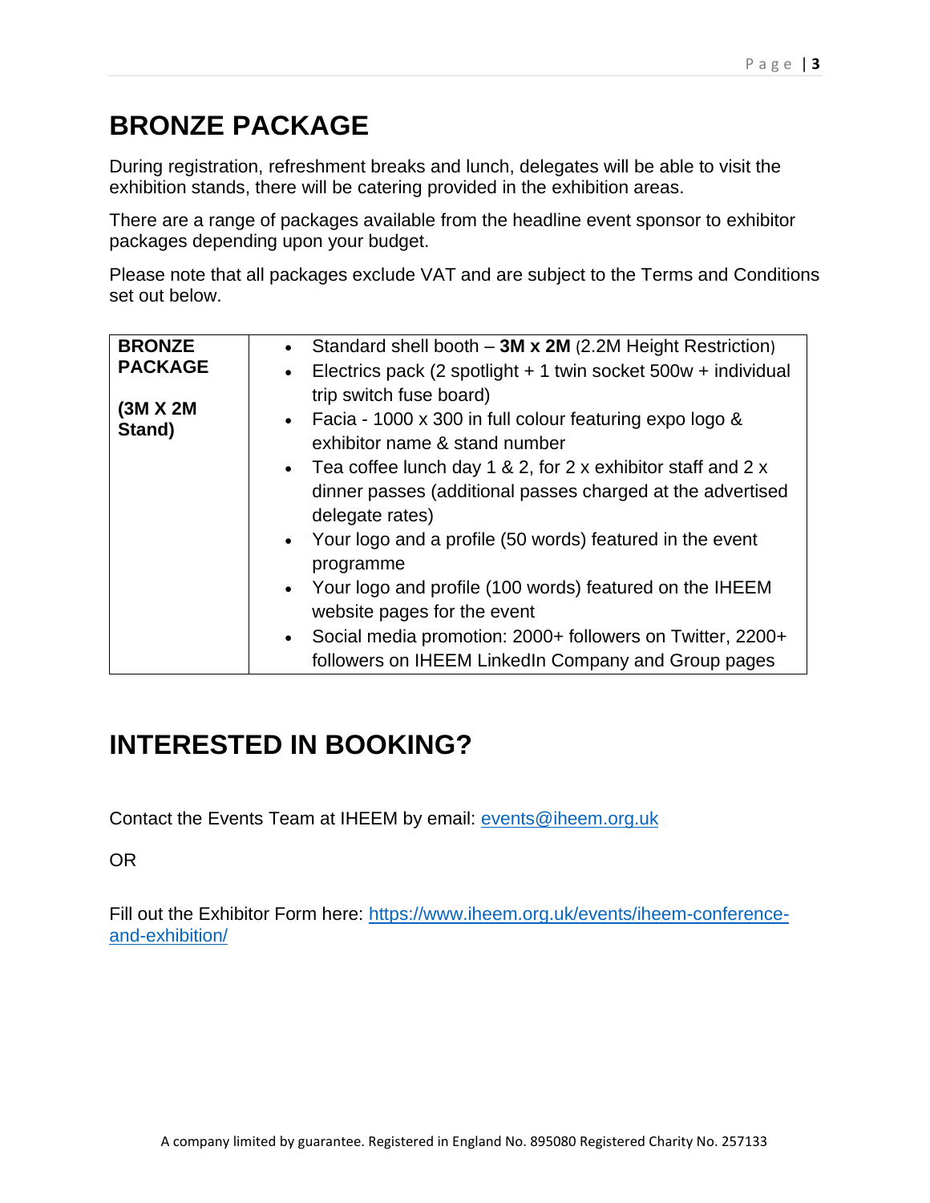# BRONZE PACKAGE

During registration, refreshment breaks and lunch, delegates will be able to visit the exhibition stands, there will be catering provided in the exhibition areas.

There are a range of packages available from the headline event sponsor to exhibitor packages depending upon your budget.

Please note that all packages exclude VAT and are subject to the Terms and Conditions set out below.

| **BRONZE PACKAGE**<br><br>**(3M X 2M Stand)** | • Standard shell booth – **3M x 2M** (2.2M Height Restriction)<br>• Electrics pack (2 spotlight + 1 twin socket 500w + individual trip switch fuse board)<br>• Facia - 1000 x 300 in full colour featuring expo logo & exhibitor name & stand number<br>• Tea coffee lunch day 1 & 2, for 2 x exhibitor staff and 2 x dinner passes (additional passes charged at the advertised delegate rates)<br>• Your logo and a profile (50 words) featured in the event programme<br>• Your logo and profile (100 words) featured on the IHEEM website pages for the event<br>• Social media promotion: 2000+ followers on Twitter, 2200+ followers on IHEEM LinkedIn Company and Group pages |
|---|---|

# INTERESTED IN BOOKING?

Contact the Events Team at IHEEM by email: events@iheem.org.uk

OR

Fill out the Exhibitor Form here: https://www.iheem.org.uk/events/iheem-conference-and-exhibition/

A company limited by guarantee. Registered in England No. 895080 Registered Charity No. 257133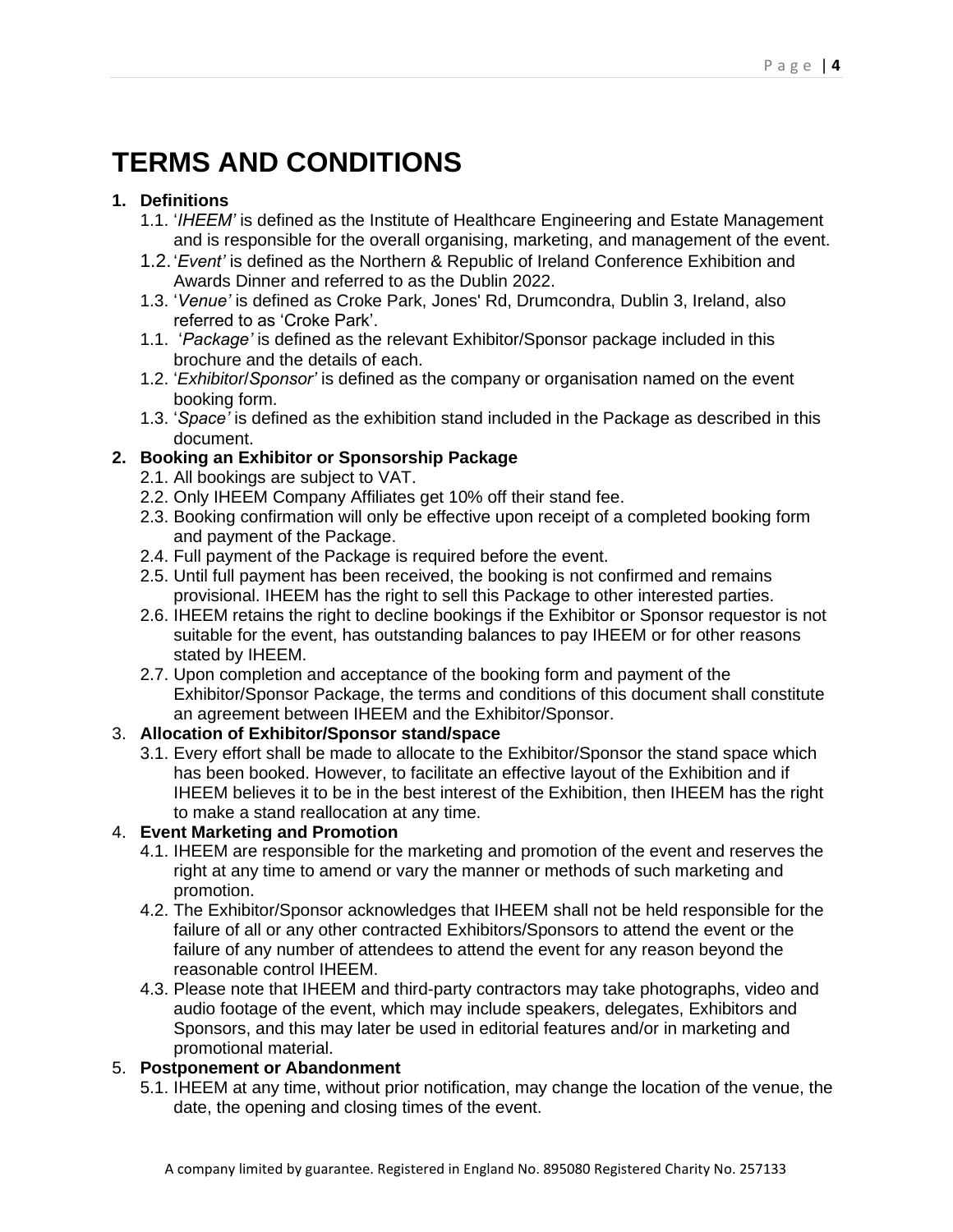# TERMS AND CONDITIONS

1. **Definitions**
   - 1.1. '*IHEEM'* is defined as the Institute of Healthcare Engineering and Estate Management and is responsible for the overall organising, marketing, and management of the event.
   - 1.2. '*Event'* is defined as the Northern & Republic of Ireland Conference Exhibition and Awards Dinner and referred to as the Dublin 2022.
   - 1.3. '*Venue'* is defined as Croke Park, Jones' Rd, Drumcondra, Dublin 3, Ireland, also referred to as 'Croke Park'.
   - 1.1. '*Package'* is defined as the relevant Exhibitor/Sponsor package included in this brochure and the details of each.
   - 1.2. '*Exhibitor*/*Sponsor'* is defined as the company or organisation named on the event booking form.
   - 1.3. '*Space'* is defined as the exhibition stand included in the Package as described in this document.
2. **Booking an Exhibitor or Sponsorship Package**
   - 2.1. All bookings are subject to VAT.
   - 2.2. Only IHEEM Company Affiliates get 10% off their stand fee.
   - 2.3. Booking confirmation will only be effective upon receipt of a completed booking form and payment of the Package.
   - 2.4. Full payment of the Package is required before the event.
   - 2.5. Until full payment has been received, the booking is not confirmed and remains provisional. IHEEM has the right to sell this Package to other interested parties.
   - 2.6. IHEEM retains the right to decline bookings if the Exhibitor or Sponsor requestor is not suitable for the event, has outstanding balances to pay IHEEM or for other reasons stated by IHEEM.
   - 2.7. Upon completion and acceptance of the booking form and payment of the Exhibitor/Sponsor Package, the terms and conditions of this document shall constitute an agreement between IHEEM and the Exhibitor/Sponsor.
3. **Allocation of Exhibitor/Sponsor stand/space**
   - 3.1. Every effort shall be made to allocate to the Exhibitor/Sponsor the stand space which has been booked. However, to facilitate an effective layout of the Exhibition and if IHEEM believes it to be in the best interest of the Exhibition, then IHEEM has the right to make a stand reallocation at any time.
4. **Event Marketing and Promotion**
   - 4.1. IHEEM are responsible for the marketing and promotion of the event and reserves the right at any time to amend or vary the manner or methods of such marketing and promotion.
   - 4.2. The Exhibitor/Sponsor acknowledges that IHEEM shall not be held responsible for the failure of all or any other contracted Exhibitors/Sponsors to attend the event or the failure of any number of attendees to attend the event for any reason beyond the reasonable control IHEEM.
   - 4.3. Please note that IHEEM and third-party contractors may take photographs, video and audio footage of the event, which may include speakers, delegates, Exhibitors and Sponsors, and this may later be used in editorial features and/or in marketing and promotional material.
5. **Postponement or Abandonment**
   - 5.1. IHEEM at any time, without prior notification, may change the location of the venue, the date, the opening and closing times of the event.

A company limited by guarantee. Registered in England No. 895080 Registered Charity No. 257133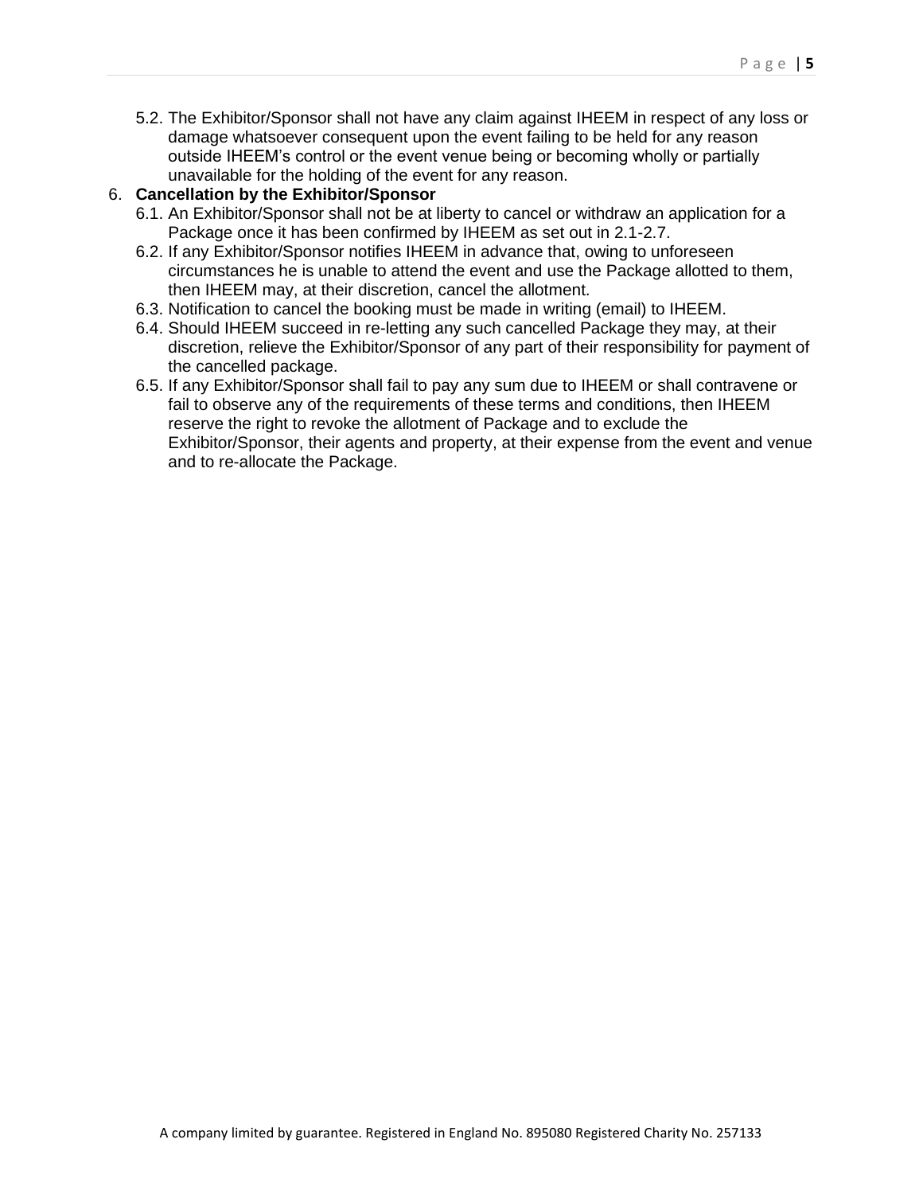5.2. The Exhibitor/Sponsor shall not have any claim against IHEEM in respect of any loss or damage whatsoever consequent upon the event failing to be held for any reason outside IHEEM's control or the event venue being or becoming wholly or partially unavailable for the holding of the event for any reason.

6. **Cancellation by the Exhibitor/Sponsor**

6.1. An Exhibitor/Sponsor shall not be at liberty to cancel or withdraw an application for a Package once it has been confirmed by IHEEM as set out in 2.1-2.7.

6.2. If any Exhibitor/Sponsor notifies IHEEM in advance that, owing to unforeseen circumstances he is unable to attend the event and use the Package allotted to them, then IHEEM may, at their discretion, cancel the allotment.

6.3. Notification to cancel the booking must be made in writing (email) to IHEEM.

6.4. Should IHEEM succeed in re-letting any such cancelled Package they may, at their discretion, relieve the Exhibitor/Sponsor of any part of their responsibility for payment of the cancelled package.

6.5. If any Exhibitor/Sponsor shall fail to pay any sum due to IHEEM or shall contravene or fail to observe any of the requirements of these terms and conditions, then IHEEM reserve the right to revoke the allotment of Package and to exclude the Exhibitor/Sponsor, their agents and property, at their expense from the event and venue and to re-allocate the Package.